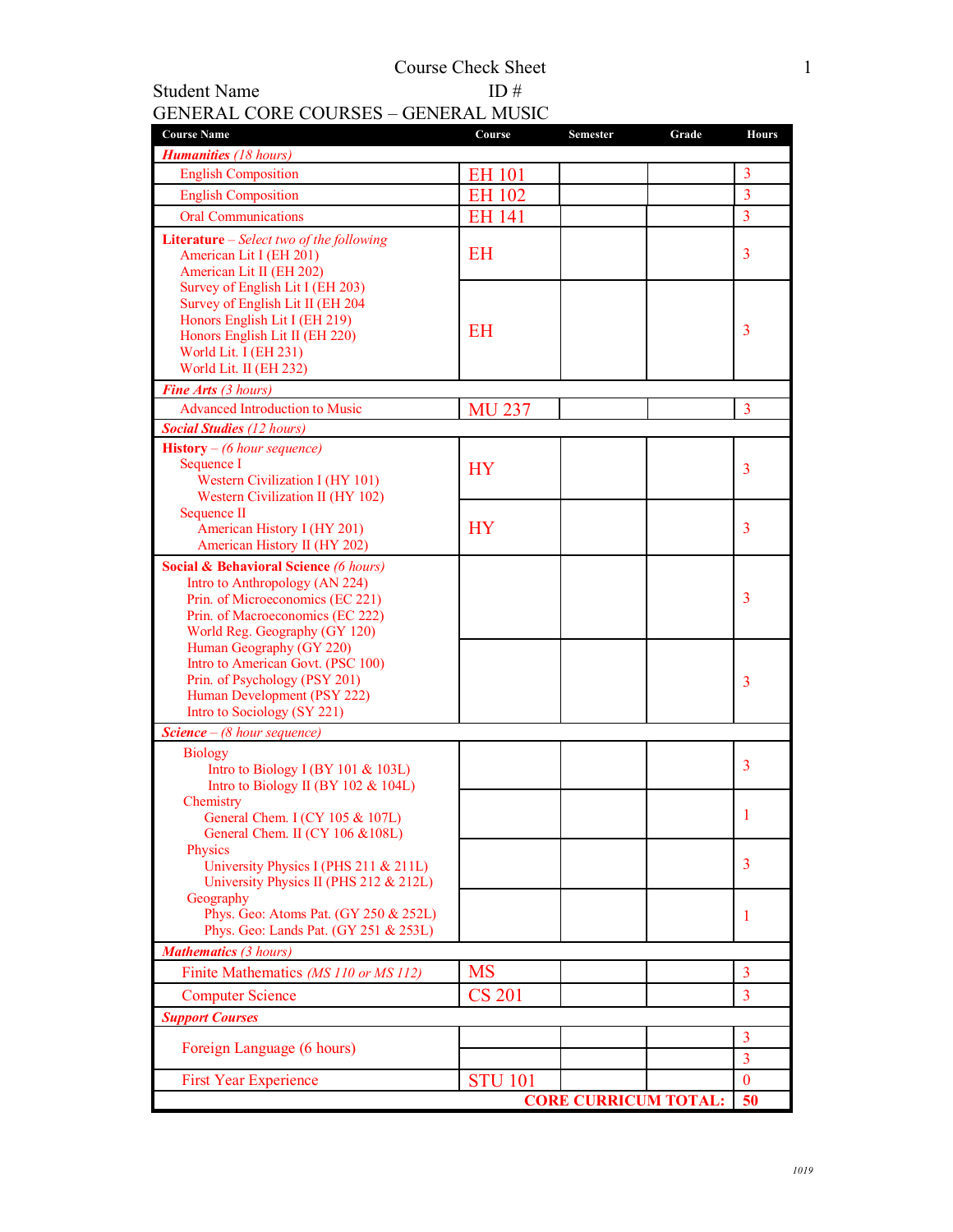# Course Check Sheet

Student Name ID #

## GENERAL CORE COURSES – GENERAL MUSIC

| Course Name | Course | Semester | Grade | Hours |
|---|---|---|---|---|
| ***Humanities** (18 hours)* | | | | |
| English Composition | EH 101 | | | 3 |
| English Composition | EH 102 | | | 3 |
| Oral Communications | EH 141 | | | 3 |
| **Literature** – *Select two of the following* American Lit I (EH 201) American Lit II (EH 202) | EH | | | 3 |
| Survey of English Lit I (EH 203) Survey of English Lit II (EH 204 Honors English Lit I (EH 219) Honors English Lit II (EH 220) World Lit. I (EH 231) World Lit. II (EH 232) | EH | | | 3 |
| ***Fine Arts** (3 hours)* | | | | |
| Advanced Introduction to Music | MU 237 | | | 3 |
| ***Social Studies** (12 hours)* | | | | |
| **History** – *(6 hour sequence)* Sequence I Western Civilization I (HY 101) Western Civilization II (HY 102) | HY | | | 3 |
| Sequence II American History I (HY 201) American History II (HY 202) | HY | | | 3 |
| **Social & Behavioral Science** *(6 hours)* Intro to Anthropology (AN 224) Prin. of Microeconomics (EC 221) Prin. of Macroeconomics (EC 222) World Reg. Geography (GY 120) | | | | 3 |
| Human Geography (GY 220) Intro to American Govt. (PSC 100) Prin. of Psychology (PSY 201) Human Development (PSY 222) Intro to Sociology (SY 221) | | | | 3 |
| ***Science** – (8 hour sequence)* | | | | |
| Biology Intro to Biology I (BY 101 & 103L) Intro to Biology II (BY 102 & 104L) | | | | 3 |
| Chemistry General Chem. I (CY 105 & 107L) General Chem. II (CY 106 &108L) | | | | 1 |
| Physics University Physics I (PHS 211 & 211L) University Physics II (PHS 212 & 212L) | | | | 3 |
| Geography Phys. Geo: Atoms Pat. (GY 250 & 252L) Phys. Geo: Lands Pat. (GY 251 & 253L) | | | | 1 |
| ***Mathematics** (3 hours)* | | | | |
| Finite Mathematics *(MS 110 or MS 112)* | MS | | | 3 |
| Computer Science | CS 201 | | | 3 |
| ***Support Courses*** | | | | |
| Foreign Language (6 hours) | | | | 3 |
| | | | | 3 |
| First Year Experience | STU 101 | | | 0 |
| | | | **CORE CURRICUM TOTAL:** | **50** |

*1019*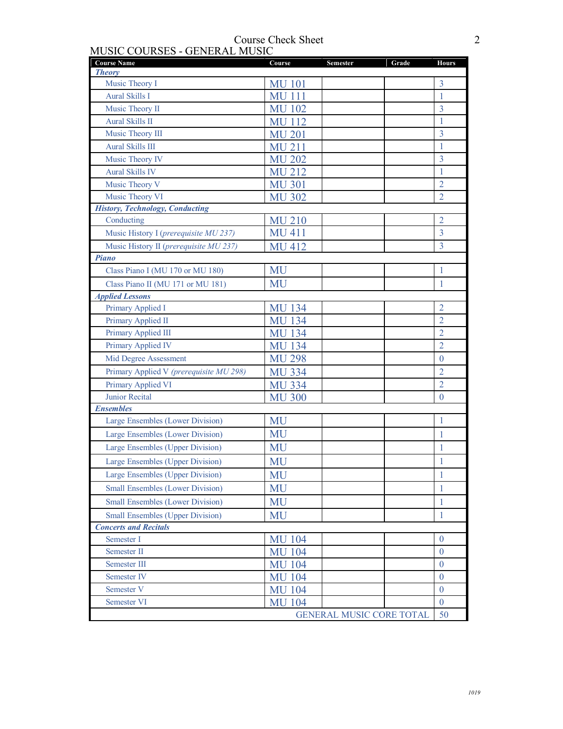# Course Check Sheet

## MUSIC COURSES - GENERAL MUSIC

| Course Name | Course | Semester | Grade | Hours |
|---|---|---|---|---|
| ***Theory*** | | | | |
| Music Theory I | MU 101 | | | 3 |
| Aural Skills I | MU 111 | | | 1 |
| Music Theory II | MU 102 | | | 3 |
| Aural Skills II | MU 112 | | | 1 |
| Music Theory III | MU 201 | | | 3 |
| Aural Skills III | MU 211 | | | 1 |
| Music Theory IV | MU 202 | | | 3 |
| Aural Skills IV | MU 212 | | | 1 |
| Music Theory V | MU 301 | | | 2 |
| Music Theory VI | MU 302 | | | 2 |
| ***History, Technology, Conducting*** | | | | |
| Conducting | MU 210 | | | 2 |
| Music History I (*prerequisite MU 237)* | MU 411 | | | 3 |
| Music History II (*prerequisite MU 237)* | MU 412 | | | 3 |
| ***Piano*** | | | | |
| Class Piano I (MU 170 or MU 180) | MU | | | 1 |
| Class Piano II (MU 171 or MU 181) | MU | | | 1 |
| ***Applied Lessons*** | | | | |
| Primary Applied I | MU 134 | | | 2 |
| Primary Applied II | MU 134 | | | 2 |
| Primary Applied III | MU 134 | | | 2 |
| Primary Applied IV | MU 134 | | | 2 |
| Mid Degree Assessment | MU 298 | | | 0 |
| Primary Applied V *(prerequisite MU 298)* | MU 334 | | | 2 |
| Primary Applied VI | MU 334 | | | 2 |
| Junior Recital | MU 300 | | | 0 |
| ***Ensembles*** | | | | |
| Large Ensembles (Lower Division) | MU | | | 1 |
| Large Ensembles (Lower Division) | MU | | | 1 |
| Large Ensembles (Upper Division) | MU | | | 1 |
| Large Ensembles (Upper Division) | MU | | | 1 |
| Large Ensembles (Upper Division) | MU | | | 1 |
| Small Ensembles (Lower Division) | MU | | | 1 |
| Small Ensembles (Lower Division) | MU | | | 1 |
| Small Ensembles (Upper Division) | MU | | | 1 |
| ***Concerts and Recitals*** | | | | |
| Semester I | MU 104 | | | 0 |
| Semester II | MU 104 | | | 0 |
| Semester III | MU 104 | | | 0 |
| Semester IV | MU 104 | | | 0 |
| Semester V | MU 104 | | | 0 |
| Semester VI | MU 104 | | | 0 |
| | | | GENERAL MUSIC CORE TOTAL | 50 |

*1019*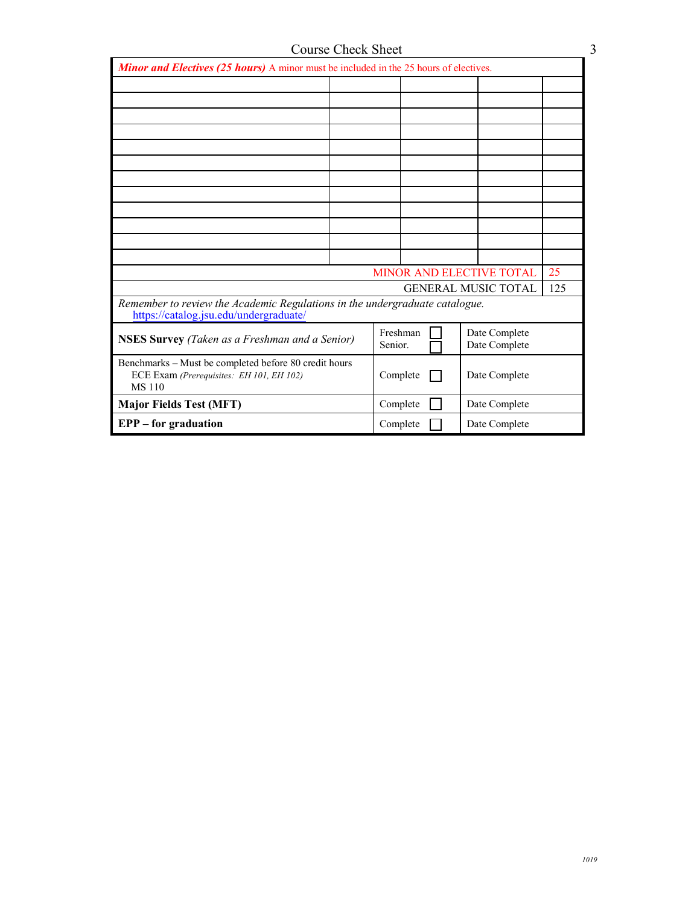Course Check Sheet

| ***Minor and Electives (25 hours)*** A minor must be included in the 25 hours of electives. | | | | |
|---|---|---|---|---|
| | | | | |
| | | | | |
| | | | | |
| | | | | |
| | | | | |
| | | | | |
| | | | | |
| | | | | |
| | | | | |
| | | | | |
| | | | | |
| | | | | |
| | | | MINOR AND ELECTIVE TOTAL | 25 |
| | | | GENERAL MUSIC TOTAL | 125 |

*Remember to review the Academic Regulations in the undergraduate catalogue.* https://catalog.jsu.edu/undergraduate/

| | | |
|---|---|---|
| **NSES Survey** *(Taken as a Freshman and a Senior)* | Freshman ☐<br>Senior. ☐ | Date Complete<br>Date Complete |
| Benchmarks – Must be completed before 80 credit hours<br>ECE Exam *(Prerequisites: EH 101, EH 102)*<br>MS 110 | Complete ☐ | Date Complete |
| **Major Fields Test (MFT)** | Complete ☐ | Date Complete |
| **EPP – for graduation** | Complete ☐ | Date Complete |

1019